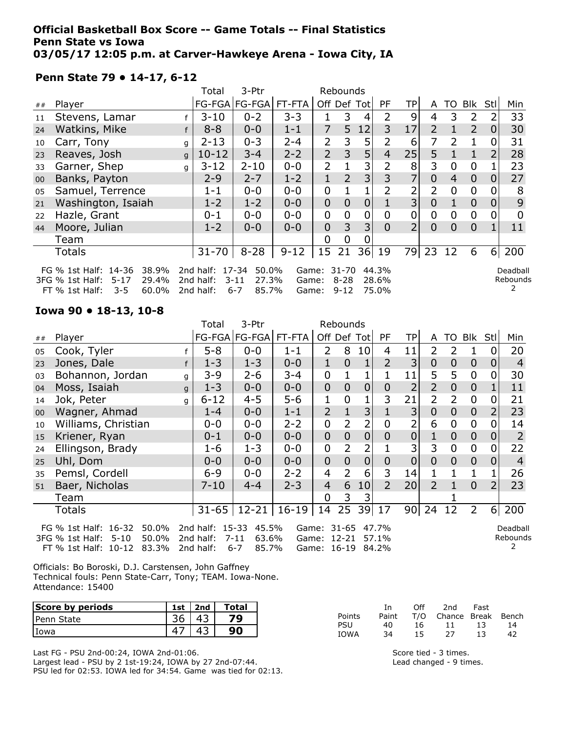**Official Basketball Box Score -- Game Totals -- Final Statistics**
**Penn State vs Iowa**
**03/05/17 12:05 p.m. at Carver-Hawkeye Arena - Iowa City, IA**

## Penn State 79 • 14-17, 6-12

| ## | Player | | Total FG-FGA | 3-Ptr FG-FGA | FT-FTA | Off | Def | Tot | PF | TP | A | TO | Blk | Stl | Min |
|---|---|---|---|---|---|---|---|---|---|---|---|---|---|---|---|
| 11 | Stevens, Lamar | f | 3-10 | 0-2 | 3-3 | 1 | 3 | 4 | 2 | 9 | 4 | 3 | 2 | 2 | 33 |
| 24 | Watkins, Mike | f | 8-8 | 0-0 | 1-1 | 7 | 5 | 12 | 3 | 17 | 2 | 1 | 2 | 0 | 30 |
| 10 | Carr, Tony | g | 2-13 | 0-3 | 2-4 | 2 | 3 | 5 | 2 | 6 | 7 | 2 | 1 | 0 | 31 |
| 23 | Reaves, Josh | g | 10-12 | 3-4 | 2-2 | 2 | 3 | 5 | 4 | 25 | 5 | 1 | 1 | 2 | 28 |
| 33 | Garner, Shep | g | 3-12 | 2-10 | 0-0 | 2 | 1 | 3 | 2 | 8 | 3 | 0 | 0 | 1 | 23 |
| 00 | Banks, Payton | | 2-9 | 2-7 | 1-2 | 1 | 2 | 3 | 3 | 7 | 0 | 4 | 0 | 0 | 27 |
| 05 | Samuel, Terrence | | 1-1 | 0-0 | 0-0 | 0 | 1 | 1 | 2 | 2 | 2 | 0 | 0 | 0 | 8 |
| 21 | Washington, Isaiah | | 1-2 | 1-2 | 0-0 | 0 | 0 | 0 | 1 | 3 | 0 | 1 | 0 | 0 | 9 |
| 22 | Hazle, Grant | | 0-1 | 0-0 | 0-0 | 0 | 0 | 0 | 0 | 0 | 0 | 0 | 0 | 0 | 0 |
| 44 | Moore, Julian | | 1-2 | 0-0 | 0-0 | 0 | 3 | 3 | 0 | 2 | 0 | 0 | 0 | 1 | 11 |
| | Team | | | | | 0 | 0 | 0 | | | | | | | |
| | Totals | | 31-70 | 8-28 | 9-12 | 15 | 21 | 36 | 19 | 79 | 23 | 12 | 6 | 6 | 200 |

FG % 1st Half: 14-36 38.9% 2nd half: 17-34 50.0% Game: 31-70 44.3%
3FG % 1st Half: 5-17 29.4% 2nd half: 3-11 27.3% Game: 8-28 28.6%
FT % 1st Half: 3-5 60.0% 2nd half: 6-7 85.7% Game: 9-12 75.0%

Deadball Rebounds 2

## Iowa 90 • 18-13, 10-8

| ## | Player | | Total FG-FGA | 3-Ptr FG-FGA | FT-FTA | Off | Def | Tot | PF | TP | A | TO | Blk | Stl | Min |
|---|---|---|---|---|---|---|---|---|---|---|---|---|---|---|---|
| 05 | Cook, Tyler | f | 5-8 | 0-0 | 1-1 | 2 | 8 | 10 | 4 | 11 | 2 | 2 | 1 | 0 | 20 |
| 23 | Jones, Dale | f | 1-3 | 1-3 | 0-0 | 1 | 0 | 1 | 2 | 3 | 0 | 0 | 0 | 0 | 4 |
| 03 | Bohannon, Jordan | g | 3-9 | 2-6 | 3-4 | 0 | 1 | 1 | 1 | 11 | 5 | 5 | 0 | 0 | 30 |
| 04 | Moss, Isaiah | g | 1-3 | 0-0 | 0-0 | 0 | 0 | 0 | 0 | 2 | 2 | 0 | 0 | 1 | 11 |
| 14 | Jok, Peter | g | 6-12 | 4-5 | 5-6 | 1 | 0 | 1 | 3 | 21 | 2 | 2 | 0 | 0 | 21 |
| 00 | Wagner, Ahmad | | 1-4 | 0-0 | 1-1 | 2 | 1 | 3 | 1 | 3 | 0 | 0 | 0 | 2 | 23 |
| 10 | Williams, Christian | | 0-0 | 0-0 | 2-2 | 0 | 2 | 2 | 0 | 2 | 6 | 0 | 0 | 0 | 14 |
| 15 | Kriener, Ryan | | 0-1 | 0-0 | 0-0 | 0 | 0 | 0 | 0 | 0 | 1 | 0 | 0 | 0 | 2 |
| 24 | Ellingson, Brady | | 1-6 | 1-3 | 0-0 | 0 | 2 | 2 | 1 | 3 | 3 | 0 | 0 | 0 | 22 |
| 25 | Uhl, Dom | | 0-0 | 0-0 | 0-0 | 0 | 0 | 0 | 0 | 0 | 0 | 0 | 0 | 0 | 4 |
| 35 | Pemsl, Cordell | | 6-9 | 0-0 | 2-2 | 4 | 2 | 6 | 3 | 14 | 1 | 1 | 1 | 1 | 26 |
| 51 | Baer, Nicholas | | 7-10 | 4-4 | 2-3 | 4 | 6 | 10 | 2 | 20 | 2 | 1 | 0 | 2 | 23 |
| | Team | | | | | 0 | 3 | 3 | | | | 1 | | | |
| | Totals | | 31-65 | 12-21 | 16-19 | 14 | 25 | 39 | 17 | 90 | 24 | 12 | 2 | 6 | 200 |

FG % 1st Half: 16-32 50.0% 2nd half: 15-33 45.5% Game: 31-65 47.7%
3FG % 1st Half: 5-10 50.0% 2nd half: 7-11 63.6% Game: 12-21 57.1%
FT % 1st Half: 10-12 83.3% 2nd half: 6-7 85.7% Game: 16-19 84.2%

Deadball Rebounds 2

Officials: Bo Boroski, D.J. Carstensen, John Gaffney
Technical fouls: Penn State-Carr, Tony; TEAM. Iowa-None.
Attendance: 15400

| Score by periods | 1st | 2nd | Total |
|---|---|---|---|
| Penn State | 36 | 43 | **79** |
| Iowa | 47 | 43 | **90** |

| Points | In Paint | Off T/O | 2nd Chance | Fast Break | Bench |
|---|---|---|---|---|---|
| PSU | 40 | 16 | 11 | 13 | 14 |
| IOWA | 34 | 15 | 27 | 13 | 42 |

Last FG - PSU 2nd-00:24, IOWA 2nd-01:06.
Largest lead - PSU by 2 1st-19:24, IOWA by 27 2nd-07:44.
PSU led for 02:53. IOWA led for 34:54. Game was tied for 02:13.

Score tied - 3 times.
Lead changed - 9 times.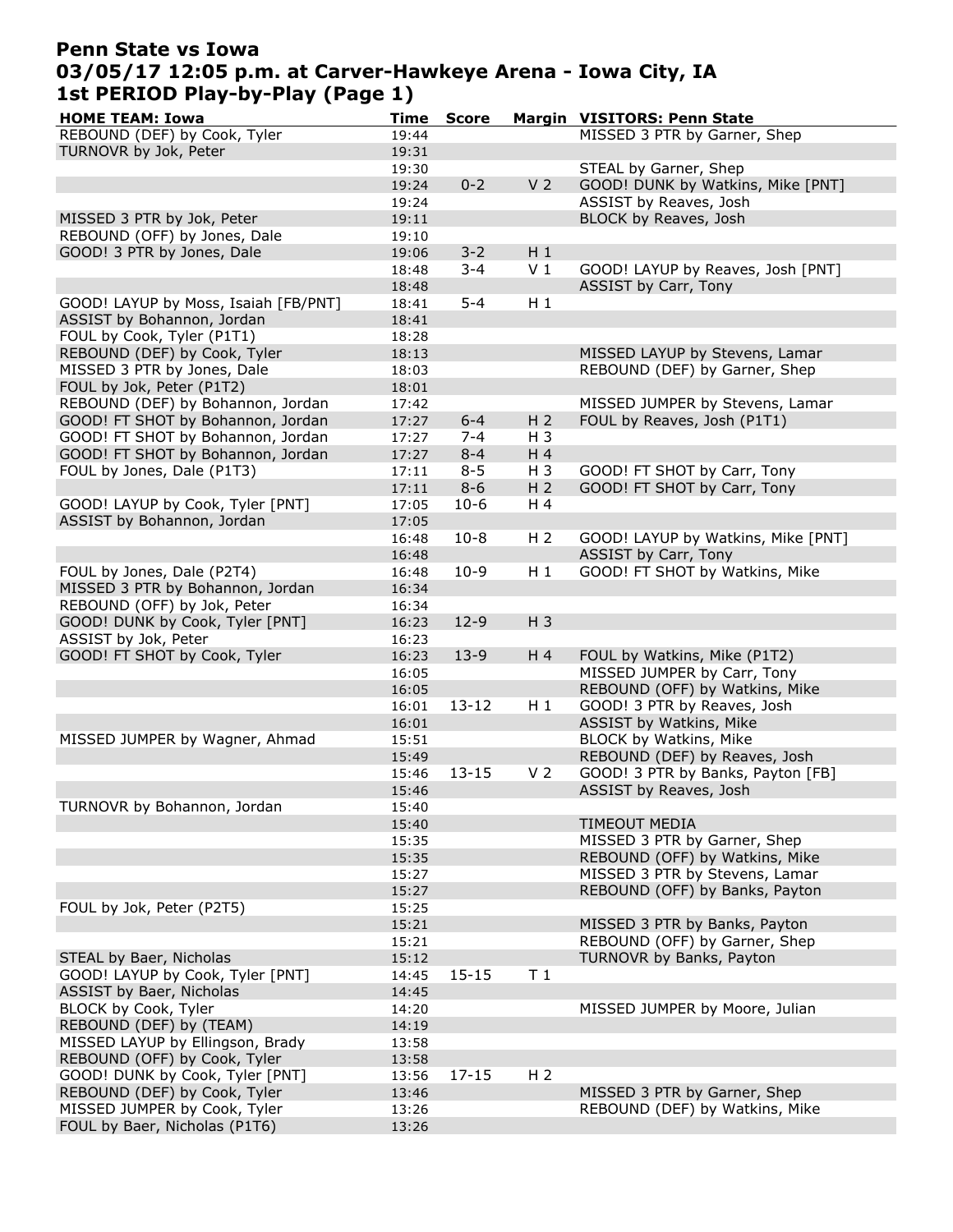# Penn State vs Iowa
## 03/05/17 12:05 p.m. at Carver-Hawkeye Arena - Iowa City, IA
## 1st PERIOD Play-by-Play (Page 1)

| HOME TEAM: Iowa | Time | Score | Margin | VISITORS: Penn State |
|---|---|---|---|---|
| REBOUND (DEF) by Cook, Tyler | 19:44 | | | MISSED 3 PTR by Garner, Shep |
| TURNOVR by Jok, Peter | 19:31 | | | |
| | 19:30 | | | STEAL by Garner, Shep |
| | 19:24 | 0-2 | V 2 | GOOD! DUNK by Watkins, Mike [PNT] |
| | 19:24 | | | ASSIST by Reaves, Josh |
| MISSED 3 PTR by Jok, Peter | 19:11 | | | BLOCK by Reaves, Josh |
| REBOUND (OFF) by Jones, Dale | 19:10 | | | |
| GOOD! 3 PTR by Jones, Dale | 19:06 | 3-2 | H 1 | |
| | 18:48 | 3-4 | V 1 | GOOD! LAYUP by Reaves, Josh [PNT] |
| | 18:48 | | | ASSIST by Carr, Tony |
| GOOD! LAYUP by Moss, Isaiah [FB/PNT] | 18:41 | 5-4 | H 1 | |
| ASSIST by Bohannon, Jordan | 18:41 | | | |
| FOUL by Cook, Tyler (P1T1) | 18:28 | | | |
| REBOUND (DEF) by Cook, Tyler | 18:13 | | | MISSED LAYUP by Stevens, Lamar |
| MISSED 3 PTR by Jones, Dale | 18:03 | | | REBOUND (DEF) by Garner, Shep |
| FOUL by Jok, Peter (P1T2) | 18:01 | | | |
| REBOUND (DEF) by Bohannon, Jordan | 17:42 | | | MISSED JUMPER by Stevens, Lamar |
| GOOD! FT SHOT by Bohannon, Jordan | 17:27 | 6-4 | H 2 | FOUL by Reaves, Josh (P1T1) |
| GOOD! FT SHOT by Bohannon, Jordan | 17:27 | 7-4 | H 3 | |
| GOOD! FT SHOT by Bohannon, Jordan | 17:27 | 8-4 | H 4 | |
| FOUL by Jones, Dale (P1T3) | 17:11 | 8-5 | H 3 | GOOD! FT SHOT by Carr, Tony |
| | 17:11 | 8-6 | H 2 | GOOD! FT SHOT by Carr, Tony |
| GOOD! LAYUP by Cook, Tyler [PNT] | 17:05 | 10-6 | H 4 | |
| ASSIST by Bohannon, Jordan | 17:05 | | | |
| | 16:48 | 10-8 | H 2 | GOOD! LAYUP by Watkins, Mike [PNT] |
| | 16:48 | | | ASSIST by Carr, Tony |
| FOUL by Jones, Dale (P2T4) | 16:48 | 10-9 | H 1 | GOOD! FT SHOT by Watkins, Mike |
| MISSED 3 PTR by Bohannon, Jordan | 16:34 | | | |
| REBOUND (OFF) by Jok, Peter | 16:34 | | | |
| GOOD! DUNK by Cook, Tyler [PNT] | 16:23 | 12-9 | H 3 | |
| ASSIST by Jok, Peter | 16:23 | | | |
| GOOD! FT SHOT by Cook, Tyler | 16:23 | 13-9 | H 4 | FOUL by Watkins, Mike (P1T2) |
| | 16:05 | | | MISSED JUMPER by Carr, Tony |
| | 16:05 | | | REBOUND (OFF) by Watkins, Mike |
| | 16:01 | 13-12 | H 1 | GOOD! 3 PTR by Reaves, Josh |
| | 16:01 | | | ASSIST by Watkins, Mike |
| MISSED JUMPER by Wagner, Ahmad | 15:51 | | | BLOCK by Watkins, Mike |
| | 15:49 | | | REBOUND (DEF) by Reaves, Josh |
| | 15:46 | 13-15 | V 2 | GOOD! 3 PTR by Banks, Payton [FB] |
| | 15:46 | | | ASSIST by Reaves, Josh |
| TURNOVR by Bohannon, Jordan | 15:40 | | | |
| | 15:40 | | | TIMEOUT MEDIA |
| | 15:35 | | | MISSED 3 PTR by Garner, Shep |
| | 15:35 | | | REBOUND (OFF) by Watkins, Mike |
| | 15:27 | | | MISSED 3 PTR by Stevens, Lamar |
| | 15:27 | | | REBOUND (OFF) by Banks, Payton |
| FOUL by Jok, Peter (P2T5) | 15:25 | | | |
| | 15:21 | | | MISSED 3 PTR by Banks, Payton |
| | 15:21 | | | REBOUND (OFF) by Garner, Shep |
| STEAL by Baer, Nicholas | 15:12 | | | TURNOVR by Banks, Payton |
| GOOD! LAYUP by Cook, Tyler [PNT] | 14:45 | 15-15 | T 1 | |
| ASSIST by Baer, Nicholas | 14:45 | | | |
| BLOCK by Cook, Tyler | 14:20 | | | MISSED JUMPER by Moore, Julian |
| REBOUND (DEF) by (TEAM) | 14:19 | | | |
| MISSED LAYUP by Ellingson, Brady | 13:58 | | | |
| REBOUND (OFF) by Cook, Tyler | 13:58 | | | |
| GOOD! DUNK by Cook, Tyler [PNT] | 13:56 | 17-15 | H 2 | |
| REBOUND (DEF) by Cook, Tyler | 13:46 | | | MISSED 3 PTR by Garner, Shep |
| MISSED JUMPER by Cook, Tyler | 13:26 | | | REBOUND (DEF) by Watkins, Mike |
| FOUL by Baer, Nicholas (P1T6) | 13:26 | | | |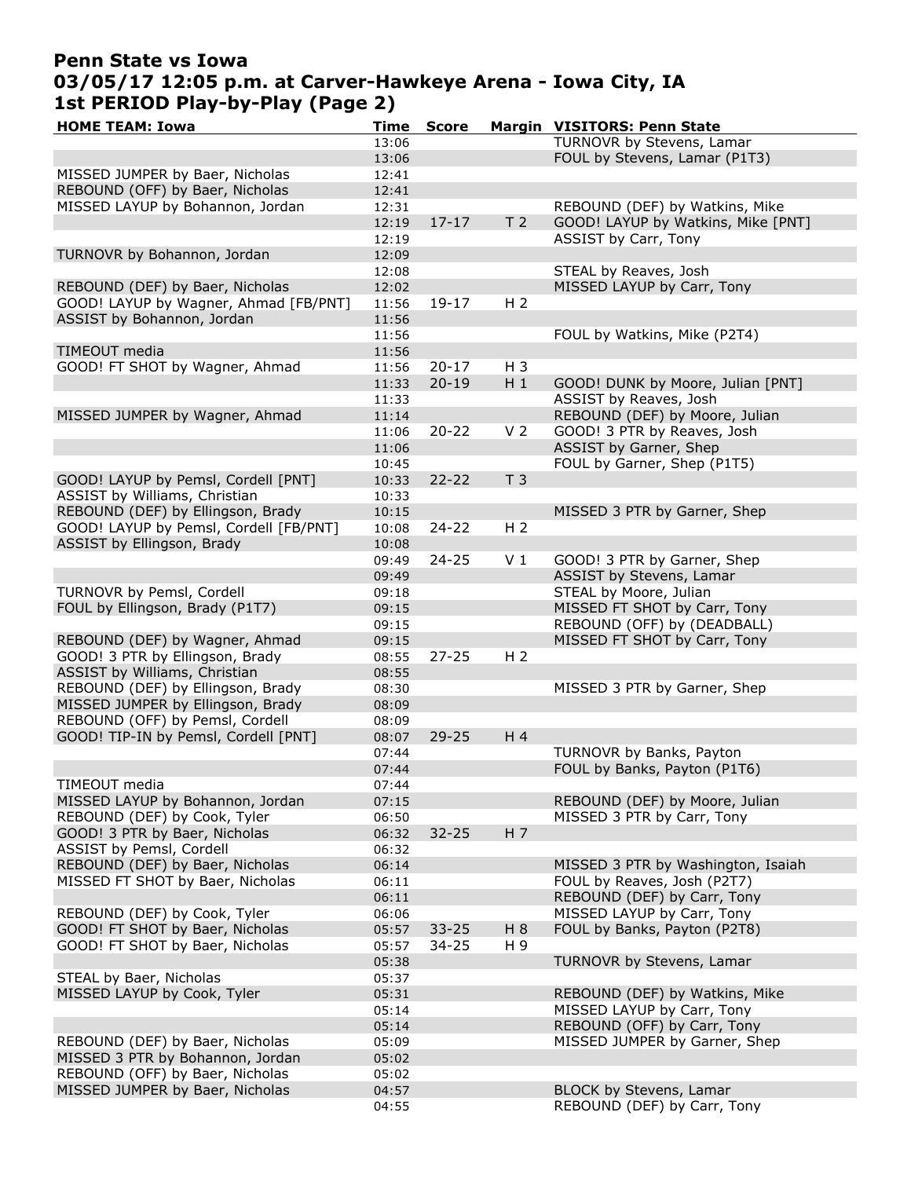# Penn State vs Iowa
## 03/05/17 12:05 p.m. at Carver-Hawkeye Arena - Iowa City, IA
## 1st PERIOD Play-by-Play (Page 2)

| HOME TEAM: Iowa | Time | Score | Margin | VISITORS: Penn State |
|---|---|---|---|---|
| | 13:06 | | | TURNOVR by Stevens, Lamar |
| | 13:06 | | | FOUL by Stevens, Lamar (P1T3) |
| MISSED JUMPER by Baer, Nicholas | 12:41 | | | |
| REBOUND (OFF) by Baer, Nicholas | 12:41 | | | |
| MISSED LAYUP by Bohannon, Jordan | 12:31 | | | REBOUND (DEF) by Watkins, Mike |
| | 12:19 | 17-17 | T 2 | GOOD! LAYUP by Watkins, Mike [PNT] |
| | 12:19 | | | ASSIST by Carr, Tony |
| TURNOVR by Bohannon, Jordan | 12:09 | | | |
| | 12:08 | | | STEAL by Reaves, Josh |
| REBOUND (DEF) by Baer, Nicholas | 12:02 | | | MISSED LAYUP by Carr, Tony |
| GOOD! LAYUP by Wagner, Ahmad [FB/PNT] | 11:56 | 19-17 | H 2 | |
| ASSIST by Bohannon, Jordan | 11:56 | | | |
| | 11:56 | | | FOUL by Watkins, Mike (P2T4) |
| TIMEOUT media | 11:56 | | | |
| GOOD! FT SHOT by Wagner, Ahmad | 11:56 | 20-17 | H 3 | |
| | 11:33 | 20-19 | H 1 | GOOD! DUNK by Moore, Julian [PNT] |
| | 11:33 | | | ASSIST by Reaves, Josh |
| MISSED JUMPER by Wagner, Ahmad | 11:14 | | | REBOUND (DEF) by Moore, Julian |
| | 11:06 | 20-22 | V 2 | GOOD! 3 PTR by Reaves, Josh |
| | 11:06 | | | ASSIST by Garner, Shep |
| | 10:45 | | | FOUL by Garner, Shep (P1T5) |
| GOOD! LAYUP by Pemsl, Cordell [PNT] | 10:33 | 22-22 | T 3 | |
| ASSIST by Williams, Christian | 10:33 | | | |
| REBOUND (DEF) by Ellingson, Brady | 10:15 | | | MISSED 3 PTR by Garner, Shep |
| GOOD! LAYUP by Pemsl, Cordell [FB/PNT] | 10:08 | 24-22 | H 2 | |
| ASSIST by Ellingson, Brady | 10:08 | | | |
| | 09:49 | 24-25 | V 1 | GOOD! 3 PTR by Garner, Shep |
| | 09:49 | | | ASSIST by Stevens, Lamar |
| TURNOVR by Pemsl, Cordell | 09:18 | | | STEAL by Moore, Julian |
| FOUL by Ellingson, Brady (P1T7) | 09:15 | | | MISSED FT SHOT by Carr, Tony |
| | 09:15 | | | REBOUND (OFF) by (DEADBALL) |
| REBOUND (DEF) by Wagner, Ahmad | 09:15 | | | MISSED FT SHOT by Carr, Tony |
| GOOD! 3 PTR by Ellingson, Brady | 08:55 | 27-25 | H 2 | |
| ASSIST by Williams, Christian | 08:55 | | | |
| REBOUND (DEF) by Ellingson, Brady | 08:30 | | | MISSED 3 PTR by Garner, Shep |
| MISSED JUMPER by Ellingson, Brady | 08:09 | | | |
| REBOUND (OFF) by Pemsl, Cordell | 08:09 | | | |
| GOOD! TIP-IN by Pemsl, Cordell [PNT] | 08:07 | 29-25 | H 4 | |
| | 07:44 | | | TURNOVR by Banks, Payton |
| | 07:44 | | | FOUL by Banks, Payton (P1T6) |
| TIMEOUT media | 07:44 | | | |
| MISSED LAYUP by Bohannon, Jordan | 07:15 | | | REBOUND (DEF) by Moore, Julian |
| REBOUND (DEF) by Cook, Tyler | 06:50 | | | MISSED 3 PTR by Carr, Tony |
| GOOD! 3 PTR by Baer, Nicholas | 06:32 | 32-25 | H 7 | |
| ASSIST by Pemsl, Cordell | 06:32 | | | |
| REBOUND (DEF) by Baer, Nicholas | 06:14 | | | MISSED 3 PTR by Washington, Isaiah |
| MISSED FT SHOT by Baer, Nicholas | 06:11 | | | FOUL by Reaves, Josh (P2T7) |
| | 06:11 | | | REBOUND (DEF) by Carr, Tony |
| REBOUND (DEF) by Cook, Tyler | 06:06 | | | MISSED LAYUP by Carr, Tony |
| GOOD! FT SHOT by Baer, Nicholas | 05:57 | 33-25 | H 8 | FOUL by Banks, Payton (P2T8) |
| GOOD! FT SHOT by Baer, Nicholas | 05:57 | 34-25 | H 9 | |
| | 05:38 | | | TURNOVR by Stevens, Lamar |
| STEAL by Baer, Nicholas | 05:37 | | | |
| MISSED LAYUP by Cook, Tyler | 05:31 | | | REBOUND (DEF) by Watkins, Mike |
| | 05:14 | | | MISSED LAYUP by Carr, Tony |
| | 05:14 | | | REBOUND (OFF) by Carr, Tony |
| REBOUND (DEF) by Baer, Nicholas | 05:09 | | | MISSED JUMPER by Garner, Shep |
| MISSED 3 PTR by Bohannon, Jordan | 05:02 | | | |
| REBOUND (OFF) by Baer, Nicholas | 05:02 | | | |
| MISSED JUMPER by Baer, Nicholas | 04:57 | | | BLOCK by Stevens, Lamar |
| | 04:55 | | | REBOUND (DEF) by Carr, Tony |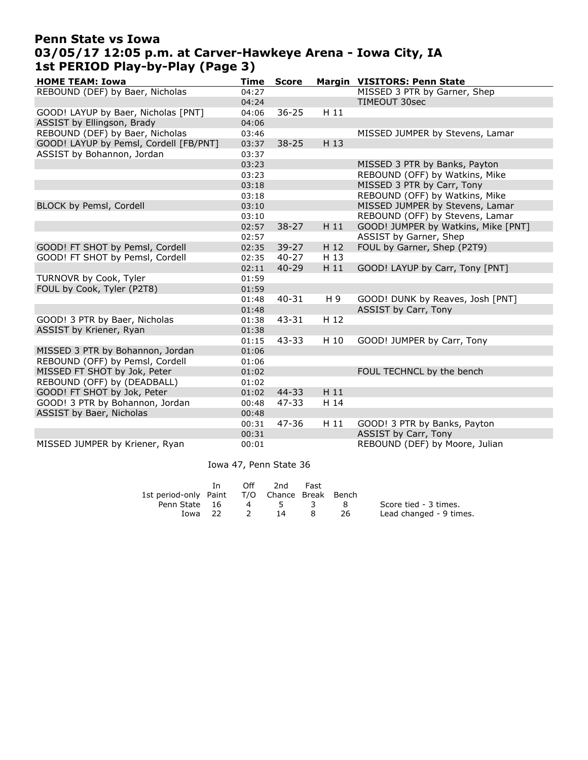# Penn State vs Iowa
## 03/05/17 12:05 p.m. at Carver-Hawkeye Arena - Iowa City, IA
## 1st PERIOD Play-by-Play (Page 3)

| HOME TEAM: Iowa | Time | Score | Margin | VISITORS: Penn State |
|---|---|---|---|---|
| REBOUND (DEF) by Baer, Nicholas | 04:27 | | | MISSED 3 PTR by Garner, Shep |
| | 04:24 | | | TIMEOUT 30sec |
| GOOD! LAYUP by Baer, Nicholas [PNT] | 04:06 | 36-25 | H 11 | |
| ASSIST by Ellingson, Brady | 04:06 | | | |
| REBOUND (DEF) by Baer, Nicholas | 03:46 | | | MISSED JUMPER by Stevens, Lamar |
| GOOD! LAYUP by Pemsl, Cordell [FB/PNT] | 03:37 | 38-25 | H 13 | |
| ASSIST by Bohannon, Jordan | 03:37 | | | |
| | 03:23 | | | MISSED 3 PTR by Banks, Payton |
| | 03:23 | | | REBOUND (OFF) by Watkins, Mike |
| | 03:18 | | | MISSED 3 PTR by Carr, Tony |
| | 03:18 | | | REBOUND (OFF) by Watkins, Mike |
| BLOCK by Pemsl, Cordell | 03:10 | | | MISSED JUMPER by Stevens, Lamar |
| | 03:10 | | | REBOUND (OFF) by Stevens, Lamar |
| | 02:57 | 38-27 | H 11 | GOOD! JUMPER by Watkins, Mike [PNT] |
| | 02:57 | | | ASSIST by Garner, Shep |
| GOOD! FT SHOT by Pemsl, Cordell | 02:35 | 39-27 | H 12 | FOUL by Garner, Shep (P2T9) |
| GOOD! FT SHOT by Pemsl, Cordell | 02:35 | 40-27 | H 13 | |
| | 02:11 | 40-29 | H 11 | GOOD! LAYUP by Carr, Tony [PNT] |
| TURNOVR by Cook, Tyler | 01:59 | | | |
| FOUL by Cook, Tyler (P2T8) | 01:59 | | | |
| | 01:48 | 40-31 | H 9 | GOOD! DUNK by Reaves, Josh [PNT] |
| | 01:48 | | | ASSIST by Carr, Tony |
| GOOD! 3 PTR by Baer, Nicholas | 01:38 | 43-31 | H 12 | |
| ASSIST by Kriener, Ryan | 01:38 | | | |
| | 01:15 | 43-33 | H 10 | GOOD! JUMPER by Carr, Tony |
| MISSED 3 PTR by Bohannon, Jordan | 01:06 | | | |
| REBOUND (OFF) by Pemsl, Cordell | 01:06 | | | |
| MISSED FT SHOT by Jok, Peter | 01:02 | | | FOUL TECHNCL by the bench |
| REBOUND (OFF) by (DEADBALL) | 01:02 | | | |
| GOOD! FT SHOT by Jok, Peter | 01:02 | 44-33 | H 11 | |
| GOOD! 3 PTR by Bohannon, Jordan | 00:48 | 47-33 | H 14 | |
| ASSIST by Baer, Nicholas | 00:48 | | | |
| | 00:31 | 47-36 | H 11 | GOOD! 3 PTR by Banks, Payton |
| | 00:31 | | | ASSIST by Carr, Tony |
| MISSED JUMPER by Kriener, Ryan | 00:01 | | | REBOUND (DEF) by Moore, Julian |

Iowa 47, Penn State 36

| 1st period-only | In Paint | Off T/O | 2nd Chance | Fast Break | Bench |
|---|---|---|---|---|---|
| Penn State | 16 | 4 | 5 | 3 | 8 |
| Iowa | 22 | 2 | 14 | 8 | 26 |

Score tied - 3 times.
Lead changed - 9 times.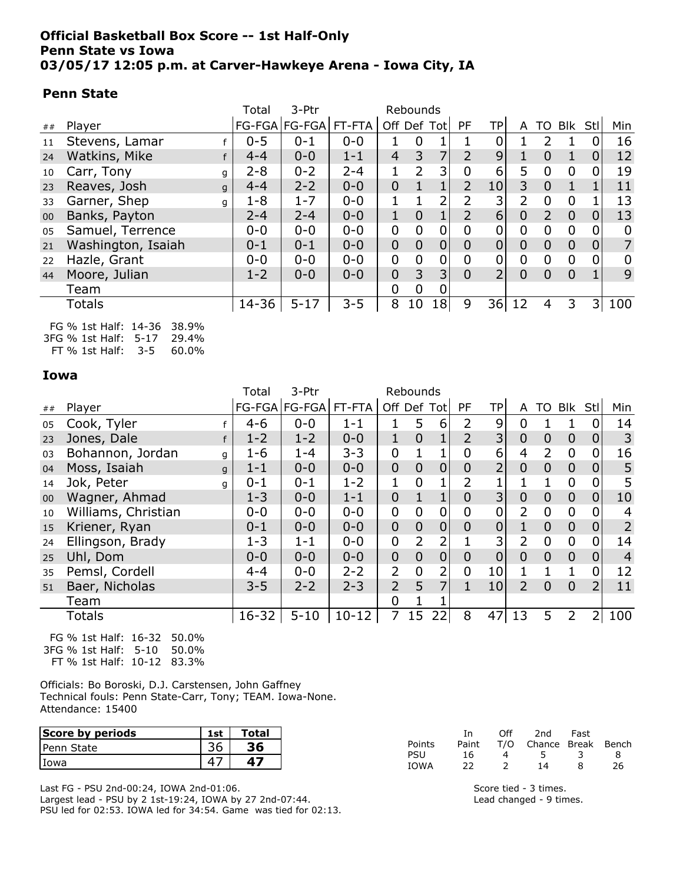**Official Basketball Box Score -- 1st Half-Only**
**Penn State vs Iowa**
**03/05/17 12:05 p.m. at Carver-Hawkeye Arena - Iowa City, IA**

### Penn State

| ## | Player | | Total FG-FGA | 3-Ptr FG-FGA | FT-FTA | Rebounds Off | Def | Tot | PF | TP | A | TO | Blk | Stl | Min |
|---|---|---|---|---|---|---|---|---|---|---|---|---|---|---|---|
| 11 | Stevens, Lamar | f | 0-5 | 0-1 | 0-0 | 1 | 0 | 1 | 1 | 0 | 1 | 2 | 1 | 0 | 16 |
| 24 | Watkins, Mike | f | 4-4 | 0-0 | 1-1 | 4 | 3 | 7 | 2 | 9 | 1 | 0 | 1 | 0 | 12 |
| 10 | Carr, Tony | g | 2-8 | 0-2 | 2-4 | 1 | 2 | 3 | 0 | 6 | 5 | 0 | 0 | 0 | 19 |
| 23 | Reaves, Josh | g | 4-4 | 2-2 | 0-0 | 0 | 1 | 1 | 2 | 10 | 3 | 0 | 1 | 1 | 11 |
| 33 | Garner, Shep | g | 1-8 | 1-7 | 0-0 | 1 | 1 | 2 | 2 | 3 | 2 | 0 | 0 | 1 | 13 |
| 00 | Banks, Payton | | 2-4 | 2-4 | 0-0 | 1 | 0 | 1 | 2 | 6 | 0 | 2 | 0 | 0 | 13 |
| 05 | Samuel, Terrence | | 0-0 | 0-0 | 0-0 | 0 | 0 | 0 | 0 | 0 | 0 | 0 | 0 | 0 | 0 |
| 21 | Washington, Isaiah | | 0-1 | 0-1 | 0-0 | 0 | 0 | 0 | 0 | 0 | 0 | 0 | 0 | 0 | 7 |
| 22 | Hazle, Grant | | 0-0 | 0-0 | 0-0 | 0 | 0 | 0 | 0 | 0 | 0 | 0 | 0 | 0 | 0 |
| 44 | Moore, Julian | | 1-2 | 0-0 | 0-0 | 0 | 3 | 3 | 0 | 2 | 0 | 0 | 0 | 1 | 9 |
| | Team | | | | | 0 | 0 | 0 | | | | | | | |
| | Totals | | 14-36 | 5-17 | 3-5 | 8 | 10 | 18 | 9 | 36 | 12 | 4 | 3 | 3 | 100 |

FG % 1st Half: 14-36 38.9%
3FG % 1st Half: 5-17 29.4%
FT % 1st Half: 3-5 60.0%

### Iowa

| ## | Player | | Total FG-FGA | 3-Ptr FG-FGA | FT-FTA | Rebounds Off | Def | Tot | PF | TP | A | TO | Blk | Stl | Min |
|---|---|---|---|---|---|---|---|---|---|---|---|---|---|---|---|
| 05 | Cook, Tyler | f | 4-6 | 0-0 | 1-1 | 1 | 5 | 6 | 2 | 9 | 0 | 1 | 1 | 0 | 14 |
| 23 | Jones, Dale | f | 1-2 | 1-2 | 0-0 | 1 | 0 | 1 | 2 | 3 | 0 | 0 | 0 | 0 | 3 |
| 03 | Bohannon, Jordan | g | 1-6 | 1-4 | 3-3 | 0 | 1 | 1 | 0 | 6 | 4 | 2 | 0 | 0 | 16 |
| 04 | Moss, Isaiah | g | 1-1 | 0-0 | 0-0 | 0 | 0 | 0 | 0 | 2 | 0 | 0 | 0 | 0 | 5 |
| 14 | Jok, Peter | g | 0-1 | 0-1 | 1-2 | 1 | 0 | 1 | 2 | 1 | 1 | 1 | 0 | 0 | 5 |
| 00 | Wagner, Ahmad | | 1-3 | 0-0 | 1-1 | 0 | 1 | 1 | 0 | 3 | 0 | 0 | 0 | 0 | 10 |
| 10 | Williams, Christian | | 0-0 | 0-0 | 0-0 | 0 | 0 | 0 | 0 | 0 | 2 | 0 | 0 | 0 | 4 |
| 15 | Kriener, Ryan | | 0-1 | 0-0 | 0-0 | 0 | 0 | 0 | 0 | 0 | 1 | 0 | 0 | 0 | 2 |
| 24 | Ellingson, Brady | | 1-3 | 1-1 | 0-0 | 0 | 2 | 2 | 1 | 3 | 2 | 0 | 0 | 0 | 14 |
| 25 | Uhl, Dom | | 0-0 | 0-0 | 0-0 | 0 | 0 | 0 | 0 | 0 | 0 | 0 | 0 | 0 | 4 |
| 35 | Pemsl, Cordell | | 4-4 | 0-0 | 2-2 | 2 | 0 | 2 | 0 | 10 | 1 | 1 | 1 | 0 | 12 |
| 51 | Baer, Nicholas | | 3-5 | 2-2 | 2-3 | 2 | 5 | 7 | 1 | 10 | 2 | 0 | 0 | 2 | 11 |
| | Team | | | | | 0 | 1 | 1 | | | | | | | |
| | Totals | | 16-32 | 5-10 | 10-12 | 7 | 15 | 22 | 8 | 47 | 13 | 5 | 2 | 2 | 100 |

FG % 1st Half: 16-32 50.0%
3FG % 1st Half: 5-10 50.0%
FT % 1st Half: 10-12 83.3%

Officials: Bo Boroski, D.J. Carstensen, John Gaffney
Technical fouls: Penn State-Carr, Tony; TEAM. Iowa-None.
Attendance: 15400

| Score by periods | 1st | Total |
|---|---|---|
| Penn State | 36 | **36** |
| Iowa | 47 | **47** |

| Points | In Paint | Off T/O | 2nd Chance | Fast Break | Bench |
|---|---|---|---|---|---|
| PSU | 16 | 4 | 5 | 3 | 8 |
| IOWA | 22 | 2 | 14 | 8 | 26 |

Last FG - PSU 2nd-00:24, IOWA 2nd-01:06.
Largest lead - PSU by 2 1st-19:24, IOWA by 27 2nd-07:44.
PSU led for 02:53. IOWA led for 34:54. Game was tied for 02:13.

Score tied - 3 times.
Lead changed - 9 times.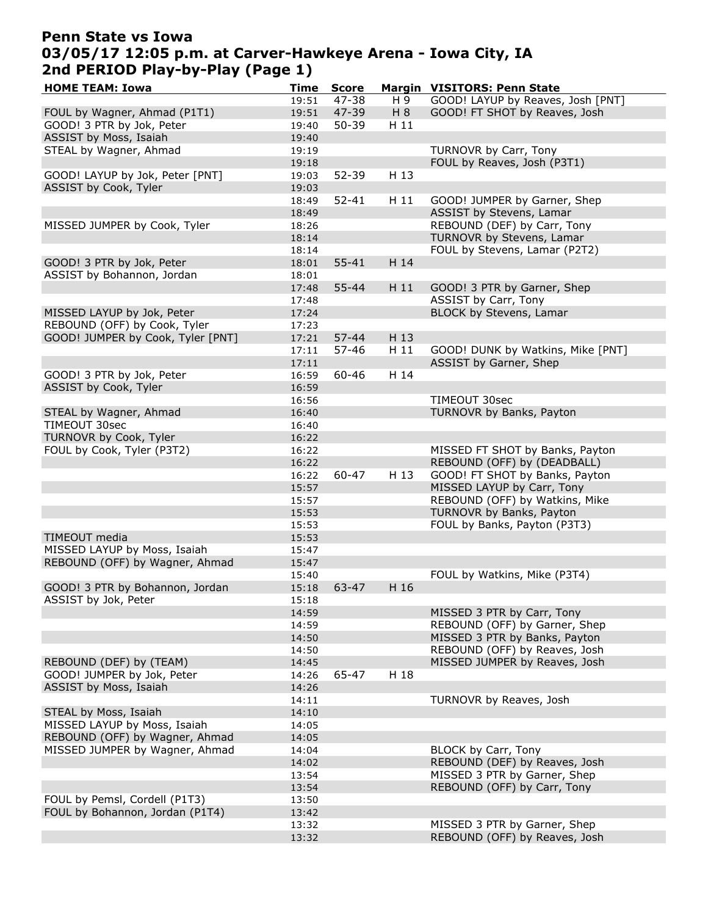# Penn State vs Iowa
## 03/05/17 12:05 p.m. at Carver-Hawkeye Arena - Iowa City, IA
## 2nd PERIOD Play-by-Play (Page 1)

| HOME TEAM: Iowa | Time | Score | Margin | VISITORS: Penn State |
|---|---|---|---|---|
| | 19:51 | 47-38 | H 9 | GOOD! LAYUP by Reaves, Josh [PNT] |
| FOUL by Wagner, Ahmad (P1T1) | 19:51 | 47-39 | H 8 | GOOD! FT SHOT by Reaves, Josh |
| GOOD! 3 PTR by Jok, Peter | 19:40 | 50-39 | H 11 | |
| ASSIST by Moss, Isaiah | 19:40 | | | |
| STEAL by Wagner, Ahmad | 19:19 | | | TURNOVR by Carr, Tony |
| | 19:18 | | | FOUL by Reaves, Josh (P3T1) |
| GOOD! LAYUP by Jok, Peter [PNT] | 19:03 | 52-39 | H 13 | |
| ASSIST by Cook, Tyler | 19:03 | | | |
| | 18:49 | 52-41 | H 11 | GOOD! JUMPER by Garner, Shep |
| | 18:49 | | | ASSIST by Stevens, Lamar |
| MISSED JUMPER by Cook, Tyler | 18:26 | | | REBOUND (DEF) by Carr, Tony |
| | 18:14 | | | TURNOVR by Stevens, Lamar |
| | 18:14 | | | FOUL by Stevens, Lamar (P2T2) |
| GOOD! 3 PTR by Jok, Peter | 18:01 | 55-41 | H 14 | |
| ASSIST by Bohannon, Jordan | 18:01 | | | |
| | 17:48 | 55-44 | H 11 | GOOD! 3 PTR by Garner, Shep |
| | 17:48 | | | ASSIST by Carr, Tony |
| MISSED LAYUP by Jok, Peter | 17:24 | | | BLOCK by Stevens, Lamar |
| REBOUND (OFF) by Cook, Tyler | 17:23 | | | |
| GOOD! JUMPER by Cook, Tyler [PNT] | 17:21 | 57-44 | H 13 | |
| | 17:11 | 57-46 | H 11 | GOOD! DUNK by Watkins, Mike [PNT] |
| | 17:11 | | | ASSIST by Garner, Shep |
| GOOD! 3 PTR by Jok, Peter | 16:59 | 60-46 | H 14 | |
| ASSIST by Cook, Tyler | 16:59 | | | |
| | 16:56 | | | TIMEOUT 30sec |
| STEAL by Wagner, Ahmad | 16:40 | | | TURNOVR by Banks, Payton |
| TIMEOUT 30sec | 16:40 | | | |
| TURNOVR by Cook, Tyler | 16:22 | | | |
| FOUL by Cook, Tyler (P3T2) | 16:22 | | | MISSED FT SHOT by Banks, Payton |
| | 16:22 | | | REBOUND (OFF) by (DEADBALL) |
| | 16:22 | 60-47 | H 13 | GOOD! FT SHOT by Banks, Payton |
| | 15:57 | | | MISSED LAYUP by Carr, Tony |
| | 15:57 | | | REBOUND (OFF) by Watkins, Mike |
| | 15:53 | | | TURNOVR by Banks, Payton |
| | 15:53 | | | FOUL by Banks, Payton (P3T3) |
| TIMEOUT media | 15:53 | | | |
| MISSED LAYUP by Moss, Isaiah | 15:47 | | | |
| REBOUND (OFF) by Wagner, Ahmad | 15:47 | | | |
| | 15:40 | | | FOUL by Watkins, Mike (P3T4) |
| GOOD! 3 PTR by Bohannon, Jordan | 15:18 | 63-47 | H 16 | |
| ASSIST by Jok, Peter | 15:18 | | | |
| | 14:59 | | | MISSED 3 PTR by Carr, Tony |
| | 14:59 | | | REBOUND (OFF) by Garner, Shep |
| | 14:50 | | | MISSED 3 PTR by Banks, Payton |
| | 14:50 | | | REBOUND (OFF) by Reaves, Josh |
| REBOUND (DEF) by (TEAM) | 14:45 | | | MISSED JUMPER by Reaves, Josh |
| GOOD! JUMPER by Jok, Peter | 14:26 | 65-47 | H 18 | |
| ASSIST by Moss, Isaiah | 14:26 | | | |
| | 14:11 | | | TURNOVR by Reaves, Josh |
| STEAL by Moss, Isaiah | 14:10 | | | |
| MISSED LAYUP by Moss, Isaiah | 14:05 | | | |
| REBOUND (OFF) by Wagner, Ahmad | 14:05 | | | |
| MISSED JUMPER by Wagner, Ahmad | 14:04 | | | BLOCK by Carr, Tony |
| | 14:02 | | | REBOUND (DEF) by Reaves, Josh |
| | 13:54 | | | MISSED 3 PTR by Garner, Shep |
| | 13:54 | | | REBOUND (OFF) by Carr, Tony |
| FOUL by Pemsl, Cordell (P1T3) | 13:50 | | | |
| FOUL by Bohannon, Jordan (P1T4) | 13:42 | | | |
| | 13:32 | | | MISSED 3 PTR by Garner, Shep |
| | 13:32 | | | REBOUND (OFF) by Reaves, Josh |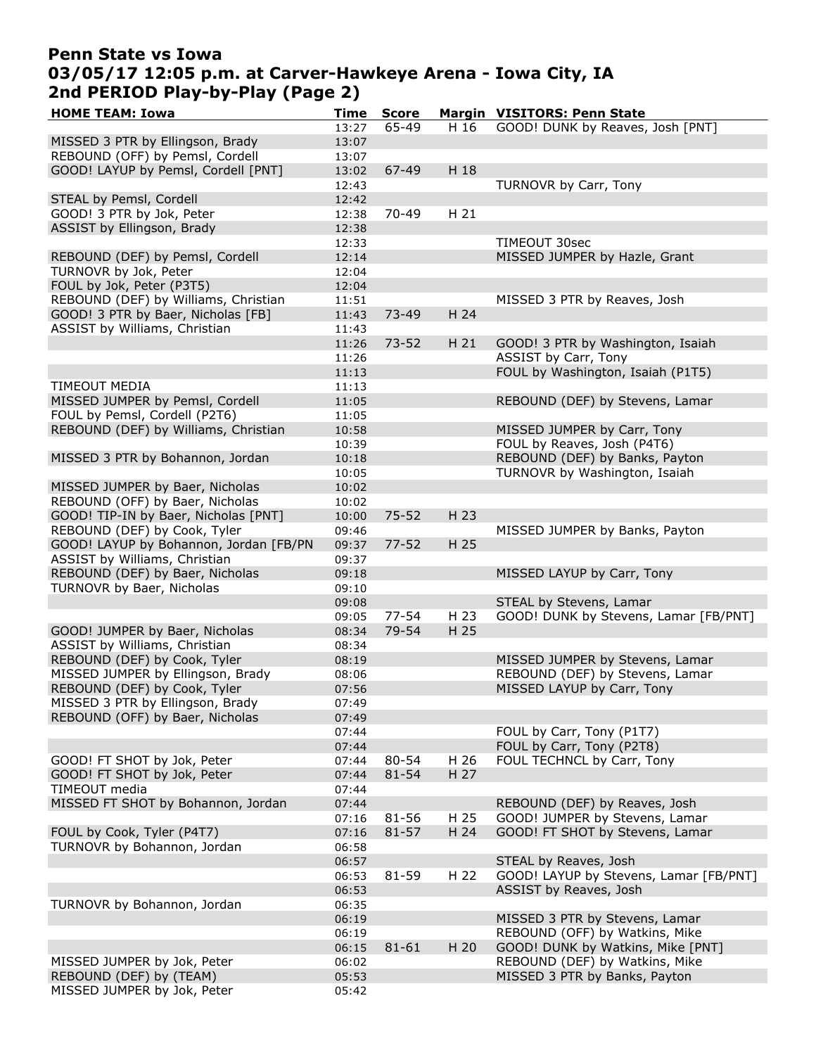# Penn State vs Iowa
## 03/05/17 12:05 p.m. at Carver-Hawkeye Arena - Iowa City, IA
## 2nd PERIOD Play-by-Play (Page 2)

| HOME TEAM: Iowa | Time | Score | Margin | VISITORS: Penn State |
|---|---|---|---|---|
| | 13:27 | 65-49 | H 16 | GOOD! DUNK by Reaves, Josh [PNT] |
| MISSED 3 PTR by Ellingson, Brady | 13:07 | | | |
| REBOUND (OFF) by Pemsl, Cordell | 13:07 | | | |
| GOOD! LAYUP by Pemsl, Cordell [PNT] | 13:02 | 67-49 | H 18 | |
| | 12:43 | | | TURNOVR by Carr, Tony |
| STEAL by Pemsl, Cordell | 12:42 | | | |
| GOOD! 3 PTR by Jok, Peter | 12:38 | 70-49 | H 21 | |
| ASSIST by Ellingson, Brady | 12:38 | | | |
| | 12:33 | | | TIMEOUT 30sec |
| REBOUND (DEF) by Pemsl, Cordell | 12:14 | | | MISSED JUMPER by Hazle, Grant |
| TURNOVR by Jok, Peter | 12:04 | | | |
| FOUL by Jok, Peter (P3T5) | 12:04 | | | |
| REBOUND (DEF) by Williams, Christian | 11:51 | | | MISSED 3 PTR by Reaves, Josh |
| GOOD! 3 PTR by Baer, Nicholas [FB] | 11:43 | 73-49 | H 24 | |
| ASSIST by Williams, Christian | 11:43 | | | |
| | 11:26 | 73-52 | H 21 | GOOD! 3 PTR by Washington, Isaiah |
| | 11:26 | | | ASSIST by Carr, Tony |
| | 11:13 | | | FOUL by Washington, Isaiah (P1T5) |
| TIMEOUT MEDIA | 11:13 | | | |
| MISSED JUMPER by Pemsl, Cordell | 11:05 | | | REBOUND (DEF) by Stevens, Lamar |
| FOUL by Pemsl, Cordell (P2T6) | 11:05 | | | |
| REBOUND (DEF) by Williams, Christian | 10:58 | | | MISSED JUMPER by Carr, Tony |
| | 10:39 | | | FOUL by Reaves, Josh (P4T6) |
| MISSED 3 PTR by Bohannon, Jordan | 10:18 | | | REBOUND (DEF) by Banks, Payton |
| | 10:05 | | | TURNOVR by Washington, Isaiah |
| MISSED JUMPER by Baer, Nicholas | 10:02 | | | |
| REBOUND (OFF) by Baer, Nicholas | 10:02 | | | |
| GOOD! TIP-IN by Baer, Nicholas [PNT] | 10:00 | 75-52 | H 23 | |
| REBOUND (DEF) by Cook, Tyler | 09:46 | | | MISSED JUMPER by Banks, Payton |
| GOOD! LAYUP by Bohannon, Jordan [FB/PN | 09:37 | 77-52 | H 25 | |
| ASSIST by Williams, Christian | 09:37 | | | |
| REBOUND (DEF) by Baer, Nicholas | 09:18 | | | MISSED LAYUP by Carr, Tony |
| TURNOVR by Baer, Nicholas | 09:10 | | | |
| | 09:08 | | | STEAL by Stevens, Lamar |
| | 09:05 | 77-54 | H 23 | GOOD! DUNK by Stevens, Lamar [FB/PNT] |
| GOOD! JUMPER by Baer, Nicholas | 08:34 | 79-54 | H 25 | |
| ASSIST by Williams, Christian | 08:34 | | | |
| REBOUND (DEF) by Cook, Tyler | 08:19 | | | MISSED JUMPER by Stevens, Lamar |
| MISSED JUMPER by Ellingson, Brady | 08:06 | | | REBOUND (DEF) by Stevens, Lamar |
| REBOUND (DEF) by Cook, Tyler | 07:56 | | | MISSED LAYUP by Carr, Tony |
| MISSED 3 PTR by Ellingson, Brady | 07:49 | | | |
| REBOUND (OFF) by Baer, Nicholas | 07:49 | | | |
| | 07:44 | | | FOUL by Carr, Tony (P1T7) |
| | 07:44 | | | FOUL by Carr, Tony (P2T8) |
| GOOD! FT SHOT by Jok, Peter | 07:44 | 80-54 | H 26 | FOUL TECHNCL by Carr, Tony |
| GOOD! FT SHOT by Jok, Peter | 07:44 | 81-54 | H 27 | |
| TIMEOUT media | 07:44 | | | |
| MISSED FT SHOT by Bohannon, Jordan | 07:44 | | | REBOUND (DEF) by Reaves, Josh |
| | 07:16 | 81-56 | H 25 | GOOD! JUMPER by Stevens, Lamar |
| FOUL by Cook, Tyler (P4T7) | 07:16 | 81-57 | H 24 | GOOD! FT SHOT by Stevens, Lamar |
| TURNOVR by Bohannon, Jordan | 06:58 | | | |
| | 06:57 | | | STEAL by Reaves, Josh |
| | 06:53 | 81-59 | H 22 | GOOD! LAYUP by Stevens, Lamar [FB/PNT] |
| | 06:53 | | | ASSIST by Reaves, Josh |
| TURNOVR by Bohannon, Jordan | 06:35 | | | |
| | 06:19 | | | MISSED 3 PTR by Stevens, Lamar |
| | 06:19 | | | REBOUND (OFF) by Watkins, Mike |
| | 06:15 | 81-61 | H 20 | GOOD! DUNK by Watkins, Mike [PNT] |
| MISSED JUMPER by Jok, Peter | 06:02 | | | REBOUND (DEF) by Watkins, Mike |
| REBOUND (DEF) by (TEAM) | 05:53 | | | MISSED 3 PTR by Banks, Payton |
| MISSED JUMPER by Jok, Peter | 05:42 | | | |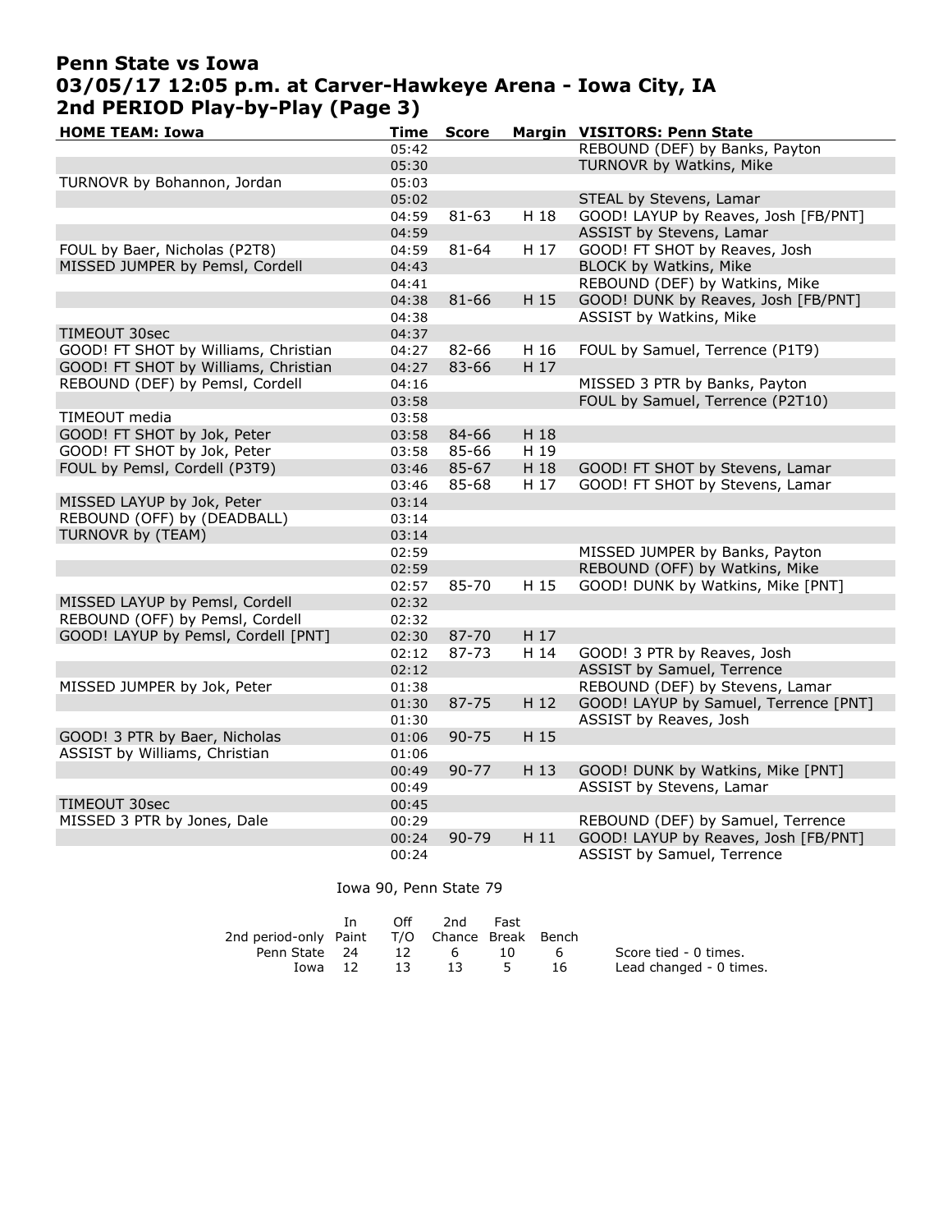# Penn State vs Iowa
## 03/05/17 12:05 p.m. at Carver-Hawkeye Arena - Iowa City, IA
## 2nd PERIOD Play-by-Play (Page 3)

| HOME TEAM: Iowa | Time | Score | Margin | VISITORS: Penn State |
|---|---|---|---|---|
| | 05:42 | | | REBOUND (DEF) by Banks, Payton |
| | 05:30 | | | TURNOVR by Watkins, Mike |
| TURNOVR by Bohannon, Jordan | 05:03 | | | |
| | 05:02 | | | STEAL by Stevens, Lamar |
| | 04:59 | 81-63 | H 18 | GOOD! LAYUP by Reaves, Josh [FB/PNT] |
| | 04:59 | | | ASSIST by Stevens, Lamar |
| FOUL by Baer, Nicholas (P2T8) | 04:59 | 81-64 | H 17 | GOOD! FT SHOT by Reaves, Josh |
| MISSED JUMPER by Pemsl, Cordell | 04:43 | | | BLOCK by Watkins, Mike |
| | 04:41 | | | REBOUND (DEF) by Watkins, Mike |
| | 04:38 | 81-66 | H 15 | GOOD! DUNK by Reaves, Josh [FB/PNT] |
| | 04:38 | | | ASSIST by Watkins, Mike |
| TIMEOUT 30sec | 04:37 | | | |
| GOOD! FT SHOT by Williams, Christian | 04:27 | 82-66 | H 16 | FOUL by Samuel, Terrence (P1T9) |
| GOOD! FT SHOT by Williams, Christian | 04:27 | 83-66 | H 17 | |
| REBOUND (DEF) by Pemsl, Cordell | 04:16 | | | MISSED 3 PTR by Banks, Payton |
| | 03:58 | | | FOUL by Samuel, Terrence (P2T10) |
| TIMEOUT media | 03:58 | | | |
| GOOD! FT SHOT by Jok, Peter | 03:58 | 84-66 | H 18 | |
| GOOD! FT SHOT by Jok, Peter | 03:58 | 85-66 | H 19 | |
| FOUL by Pemsl, Cordell (P3T9) | 03:46 | 85-67 | H 18 | GOOD! FT SHOT by Stevens, Lamar |
| | 03:46 | 85-68 | H 17 | GOOD! FT SHOT by Stevens, Lamar |
| MISSED LAYUP by Jok, Peter | 03:14 | | | |
| REBOUND (OFF) by (DEADBALL) | 03:14 | | | |
| TURNOVR by (TEAM) | 03:14 | | | |
| | 02:59 | | | MISSED JUMPER by Banks, Payton |
| | 02:59 | | | REBOUND (OFF) by Watkins, Mike |
| | 02:57 | 85-70 | H 15 | GOOD! DUNK by Watkins, Mike [PNT] |
| MISSED LAYUP by Pemsl, Cordell | 02:32 | | | |
| REBOUND (OFF) by Pemsl, Cordell | 02:32 | | | |
| GOOD! LAYUP by Pemsl, Cordell [PNT] | 02:30 | 87-70 | H 17 | |
| | 02:12 | 87-73 | H 14 | GOOD! 3 PTR by Reaves, Josh |
| | 02:12 | | | ASSIST by Samuel, Terrence |
| MISSED JUMPER by Jok, Peter | 01:38 | | | REBOUND (DEF) by Stevens, Lamar |
| | 01:30 | 87-75 | H 12 | GOOD! LAYUP by Samuel, Terrence [PNT] |
| | 01:30 | | | ASSIST by Reaves, Josh |
| GOOD! 3 PTR by Baer, Nicholas | 01:06 | 90-75 | H 15 | |
| ASSIST by Williams, Christian | 01:06 | | | |
| | 00:49 | 90-77 | H 13 | GOOD! DUNK by Watkins, Mike [PNT] |
| | 00:49 | | | ASSIST by Stevens, Lamar |
| TIMEOUT 30sec | 00:45 | | | |
| MISSED 3 PTR by Jones, Dale | 00:29 | | | REBOUND (DEF) by Samuel, Terrence |
| | 00:24 | 90-79 | H 11 | GOOD! LAYUP by Reaves, Josh [FB/PNT] |
| | 00:24 | | | ASSIST by Samuel, Terrence |

Iowa 90, Penn State 79

| 2nd period-only | In Paint | Off T/O | 2nd Chance | Fast Break | Bench | |
|---|---|---|---|---|---|---|
| Penn State | 24 | 12 | 6 | 10 | 6 | Score tied - 0 times. |
| Iowa | 12 | 13 | 13 | 5 | 16 | Lead changed - 0 times. |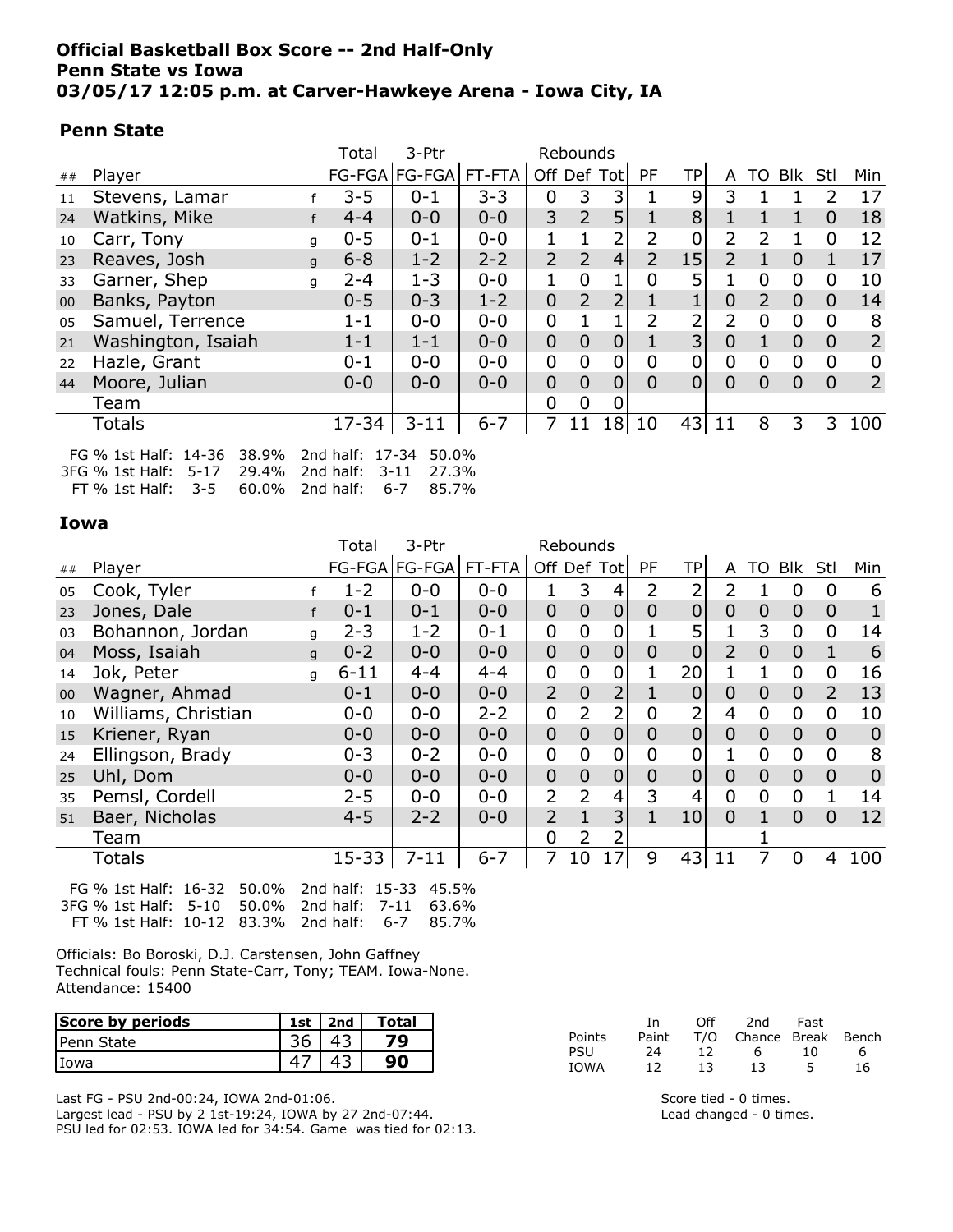**Official Basketball Box Score -- 2nd Half-Only**
**Penn State vs Iowa**
**03/05/17 12:05 p.m. at Carver-Hawkeye Arena - Iowa City, IA**

## Penn State

| ## | Player | | Total FG-FGA | 3-Ptr FG-FGA | FT-FTA | Rebounds Off | Def | Tot | PF | TP | A | TO | Blk | Stl | Min |
|---|---|---|---|---|---|---|---|---|---|---|---|---|---|---|---|
| 11 | Stevens, Lamar | f | 3-5 | 0-1 | 3-3 | 0 | 3 | 3 | 1 | 9 | 3 | 1 | 1 | 2 | 17 |
| 24 | Watkins, Mike | f | 4-4 | 0-0 | 0-0 | 3 | 2 | 5 | 1 | 8 | 1 | 1 | 1 | 0 | 18 |
| 10 | Carr, Tony | g | 0-5 | 0-1 | 0-0 | 1 | 1 | 2 | 2 | 0 | 2 | 2 | 1 | 0 | 12 |
| 23 | Reaves, Josh | g | 6-8 | 1-2 | 2-2 | 2 | 2 | 4 | 2 | 15 | 2 | 1 | 0 | 1 | 17 |
| 33 | Garner, Shep | g | 2-4 | 1-3 | 0-0 | 1 | 0 | 1 | 0 | 5 | 1 | 0 | 0 | 0 | 10 |
| 00 | Banks, Payton | | 0-5 | 0-3 | 1-2 | 0 | 2 | 2 | 1 | 1 | 0 | 2 | 0 | 0 | 14 |
| 05 | Samuel, Terrence | | 1-1 | 0-0 | 0-0 | 0 | 1 | 1 | 2 | 2 | 2 | 0 | 0 | 0 | 8 |
| 21 | Washington, Isaiah | | 1-1 | 1-1 | 0-0 | 0 | 0 | 0 | 1 | 3 | 0 | 1 | 0 | 0 | 2 |
| 22 | Hazle, Grant | | 0-1 | 0-0 | 0-0 | 0 | 0 | 0 | 0 | 0 | 0 | 0 | 0 | 0 | 0 |
| 44 | Moore, Julian | | 0-0 | 0-0 | 0-0 | 0 | 0 | 0 | 0 | 0 | 0 | 0 | 0 | 0 | 2 |
| | Team | | | | | 0 | 0 | 0 | | | | | | | |
| | Totals | | 17-34 | 3-11 | 6-7 | 7 | 11 | 18 | 10 | 43 | 11 | 8 | 3 | 3 | 100 |

FG % 1st Half: 14-36 38.9% 2nd half: 17-34 50.0%
3FG % 1st Half: 5-17 29.4% 2nd half: 3-11 27.3%
FT % 1st Half: 3-5 60.0% 2nd half: 6-7 85.7%

## Iowa

| ## | Player | | Total FG-FGA | 3-Ptr FG-FGA | FT-FTA | Rebounds Off | Def | Tot | PF | TP | A | TO | Blk | Stl | Min |
|---|---|---|---|---|---|---|---|---|---|---|---|---|---|---|---|
| 05 | Cook, Tyler | f | 1-2 | 0-0 | 0-0 | 1 | 3 | 4 | 2 | 2 | 2 | 1 | 0 | 0 | 6 |
| 23 | Jones, Dale | f | 0-1 | 0-1 | 0-0 | 0 | 0 | 0 | 0 | 0 | 0 | 0 | 0 | 0 | 1 |
| 03 | Bohannon, Jordan | g | 2-3 | 1-2 | 0-1 | 0 | 0 | 0 | 1 | 5 | 1 | 3 | 0 | 0 | 14 |
| 04 | Moss, Isaiah | g | 0-2 | 0-0 | 0-0 | 0 | 0 | 0 | 0 | 0 | 2 | 0 | 0 | 1 | 6 |
| 14 | Jok, Peter | g | 6-11 | 4-4 | 4-4 | 0 | 0 | 0 | 1 | 20 | 1 | 1 | 0 | 0 | 16 |
| 00 | Wagner, Ahmad | | 0-1 | 0-0 | 0-0 | 2 | 0 | 2 | 1 | 0 | 0 | 0 | 0 | 2 | 13 |
| 10 | Williams, Christian | | 0-0 | 0-0 | 2-2 | 0 | 2 | 2 | 0 | 2 | 4 | 0 | 0 | 0 | 10 |
| 15 | Kriener, Ryan | | 0-0 | 0-0 | 0-0 | 0 | 0 | 0 | 0 | 0 | 0 | 0 | 0 | 0 | 0 |
| 24 | Ellingson, Brady | | 0-3 | 0-2 | 0-0 | 0 | 0 | 0 | 0 | 0 | 1 | 0 | 0 | 0 | 8 |
| 25 | Uhl, Dom | | 0-0 | 0-0 | 0-0 | 0 | 0 | 0 | 0 | 0 | 0 | 0 | 0 | 0 | 0 |
| 35 | Pemsl, Cordell | | 2-5 | 0-0 | 0-0 | 2 | 2 | 4 | 3 | 4 | 0 | 0 | 0 | 1 | 14 |
| 51 | Baer, Nicholas | | 4-5 | 2-2 | 0-0 | 2 | 1 | 3 | 1 | 10 | 0 | 1 | 0 | 0 | 12 |
| | Team | | | | | 0 | 2 | 2 | | | | 1 | | | |
| | Totals | | 15-33 | 7-11 | 6-7 | 7 | 10 | 17 | 9 | 43 | 11 | 7 | 0 | 4 | 100 |

FG % 1st Half: 16-32 50.0% 2nd half: 15-33 45.5%
3FG % 1st Half: 5-10 50.0% 2nd half: 7-11 63.6%
FT % 1st Half: 10-12 83.3% 2nd half: 6-7 85.7%

Officials: Bo Boroski, D.J. Carstensen, John Gaffney
Technical fouls: Penn State-Carr, Tony; TEAM. Iowa-None.
Attendance: 15400

| Score by periods | 1st | 2nd | Total |
|---|---|---|---|
| Penn State | 36 | 43 | **79** |
| Iowa | 47 | 43 | **90** |

| Points | In Paint | Off T/O | 2nd Chance | Fast Break | Bench |
|---|---|---|---|---|---|
| PSU | 24 | 12 | 6 | 10 | 6 |
| IOWA | 12 | 13 | 13 | 5 | 16 |

Last FG - PSU 2nd-00:24, IOWA 2nd-01:06.
Largest lead - PSU by 2 1st-19:24, IOWA by 27 2nd-07:44.
PSU led for 02:53. IOWA led for 34:54. Game was tied for 02:13.

Score tied - 0 times.
Lead changed - 0 times.